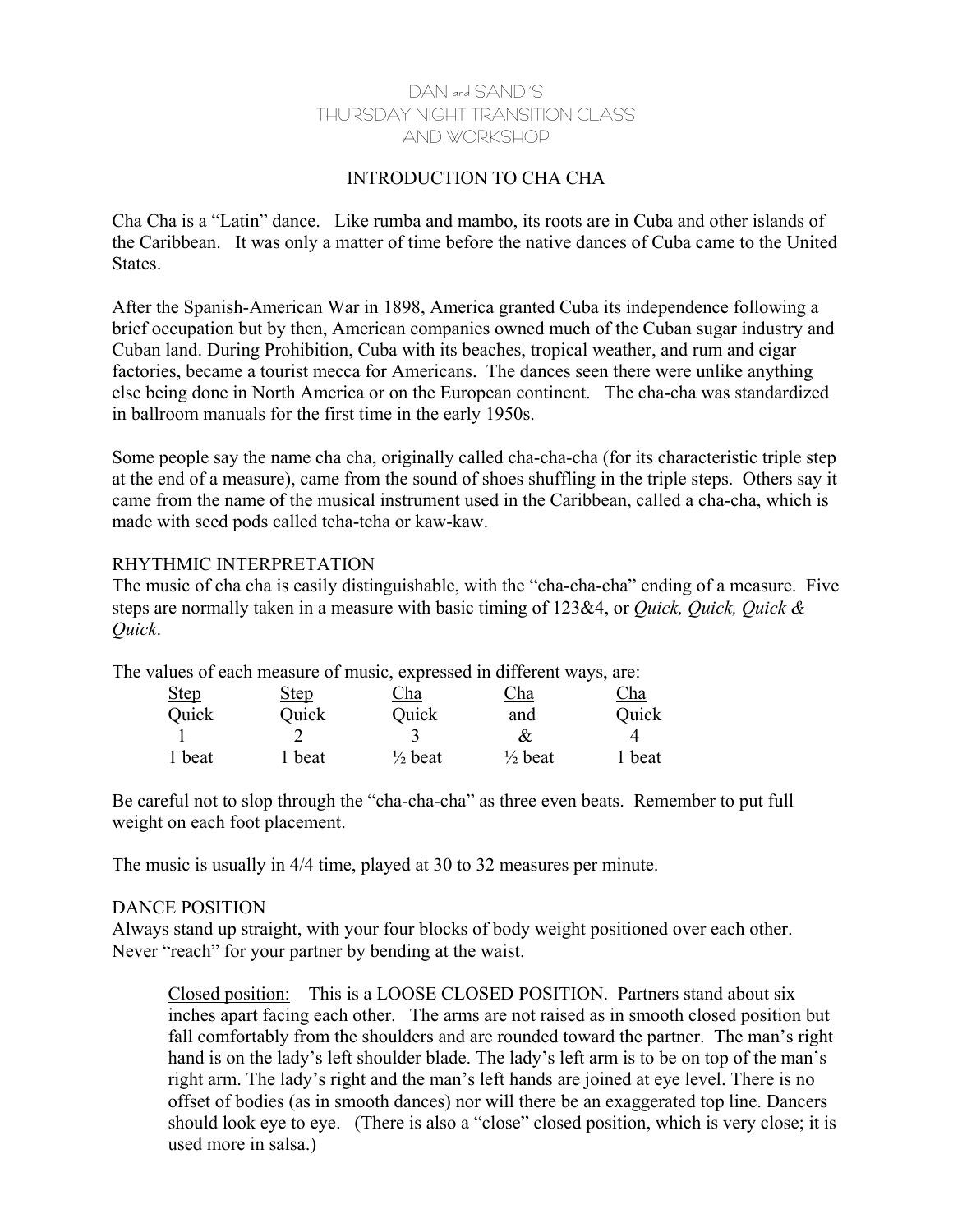DAN and SANDI'S
THURSDAY NIGHT TRANSITION CLASS
AND WORKSHOP

# INTRODUCTION TO CHA CHA

Cha Cha is a "Latin" dance. Like rumba and mambo, its roots are in Cuba and other islands of the Caribbean. It was only a matter of time before the native dances of Cuba came to the United States.

After the Spanish-American War in 1898, America granted Cuba its independence following a brief occupation but by then, American companies owned much of the Cuban sugar industry and Cuban land. During Prohibition, Cuba with its beaches, tropical weather, and rum and cigar factories, became a tourist mecca for Americans. The dances seen there were unlike anything else being done in North America or on the European continent. The cha-cha was standardized in ballroom manuals for the first time in the early 1950s.

Some people say the name cha cha, originally called cha-cha-cha (for its characteristic triple step at the end of a measure), came from the sound of shoes shuffling in the triple steps. Others say it came from the name of the musical instrument used in the Caribbean, called a cha-cha, which is made with seed pods called tcha-tcha or kaw-kaw.

## RHYTHMIC INTERPRETATION

The music of cha cha is easily distinguishable, with the "cha-cha-cha" ending of a measure. Five steps are normally taken in a measure with basic timing of 123&4, or *Quick, Quick, Quick & Quick*.

The values of each measure of music, expressed in different ways, are:

| Step | Step | Cha | Cha | Cha |
|---|---|---|---|---|
| Quick | Quick | Quick | and | Quick |
| 1 | 2 | 3 | & | 4 |
| 1 beat | 1 beat | ½ beat | ½ beat | 1 beat |

Be careful not to slop through the "cha-cha-cha" as three even beats. Remember to put full weight on each foot placement.

The music is usually in 4/4 time, played at 30 to 32 measures per minute.

## DANCE POSITION

Always stand up straight, with your four blocks of body weight positioned over each other. Never "reach" for your partner by bending at the waist.

Closed position: This is a LOOSE CLOSED POSITION. Partners stand about six inches apart facing each other. The arms are not raised as in smooth closed position but fall comfortably from the shoulders and are rounded toward the partner. The man's right hand is on the lady's left shoulder blade. The lady's left arm is to be on top of the man's right arm. The lady's right and the man's left hands are joined at eye level. There is no offset of bodies (as in smooth dances) nor will there be an exaggerated top line. Dancers should look eye to eye. (There is also a "close" closed position, which is very close; it is used more in salsa.)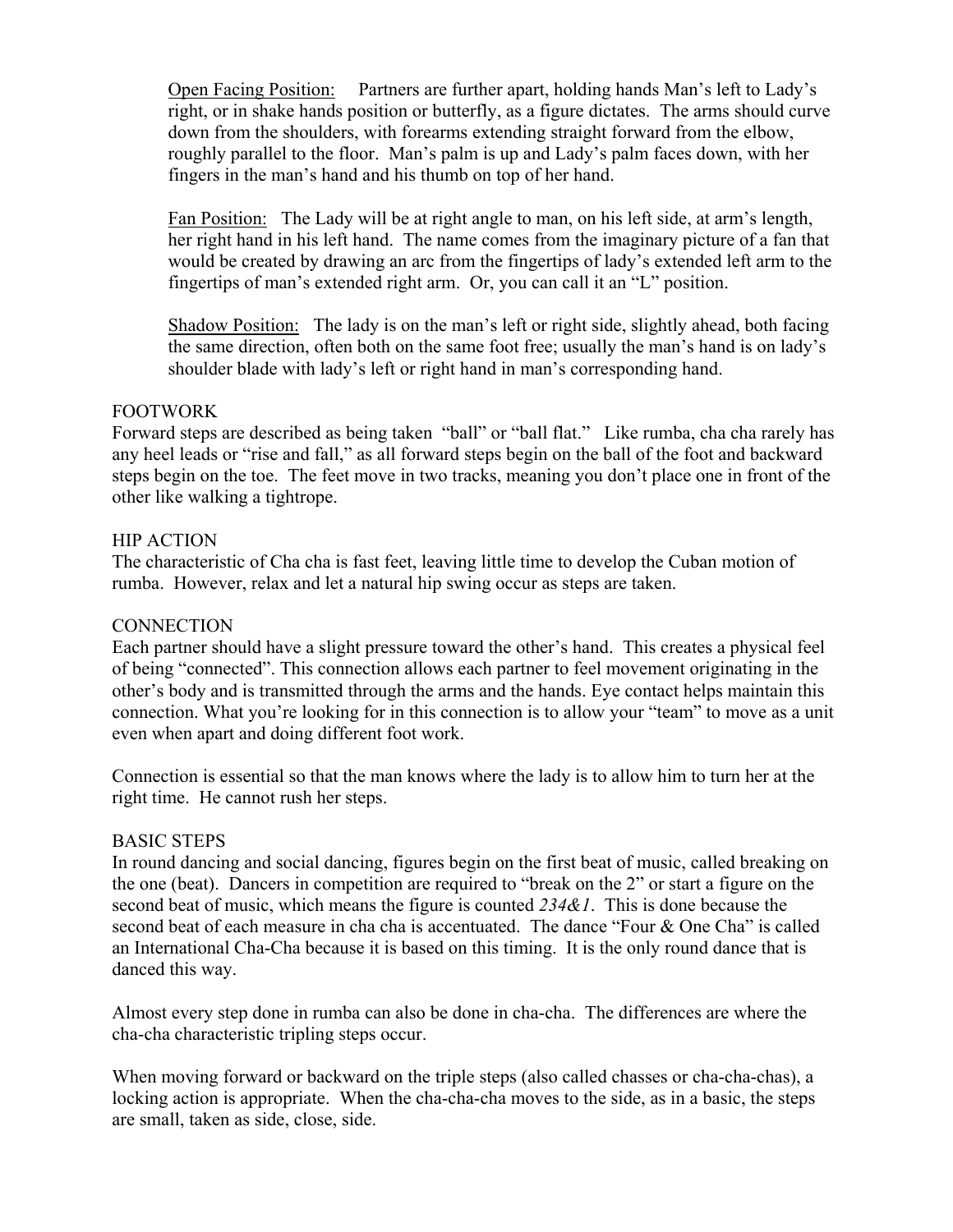Open Facing Position: Partners are further apart, holding hands Man's left to Lady's right, or in shake hands position or butterfly, as a figure dictates. The arms should curve down from the shoulders, with forearms extending straight forward from the elbow, roughly parallel to the floor. Man's palm is up and Lady's palm faces down, with her fingers in the man's hand and his thumb on top of her hand.

Fan Position: The Lady will be at right angle to man, on his left side, at arm's length, her right hand in his left hand. The name comes from the imaginary picture of a fan that would be created by drawing an arc from the fingertips of lady's extended left arm to the fingertips of man's extended right arm. Or, you can call it an "L" position.

Shadow Position: The lady is on the man's left or right side, slightly ahead, both facing the same direction, often both on the same foot free; usually the man's hand is on lady's shoulder blade with lady's left or right hand in man's corresponding hand.

## FOOTWORK

Forward steps are described as being taken "ball" or "ball flat." Like rumba, cha cha rarely has any heel leads or "rise and fall," as all forward steps begin on the ball of the foot and backward steps begin on the toe. The feet move in two tracks, meaning you don't place one in front of the other like walking a tightrope.

## HIP ACTION

The characteristic of Cha cha is fast feet, leaving little time to develop the Cuban motion of rumba. However, relax and let a natural hip swing occur as steps are taken.

## CONNECTION

Each partner should have a slight pressure toward the other's hand. This creates a physical feel of being "connected". This connection allows each partner to feel movement originating in the other's body and is transmitted through the arms and the hands. Eye contact helps maintain this connection. What you're looking for in this connection is to allow your "team" to move as a unit even when apart and doing different foot work.

Connection is essential so that the man knows where the lady is to allow him to turn her at the right time. He cannot rush her steps.

## BASIC STEPS

In round dancing and social dancing, figures begin on the first beat of music, called breaking on the one (beat). Dancers in competition are required to "break on the 2" or start a figure on the second beat of music, which means the figure is counted *234&1*. This is done because the second beat of each measure in cha cha is accentuated. The dance "Four & One Cha" is called an International Cha-Cha because it is based on this timing. It is the only round dance that is danced this way.

Almost every step done in rumba can also be done in cha-cha. The differences are where the cha-cha characteristic tripling steps occur.

When moving forward or backward on the triple steps (also called chasses or cha-cha-chas), a locking action is appropriate. When the cha-cha-cha moves to the side, as in a basic, the steps are small, taken as side, close, side.